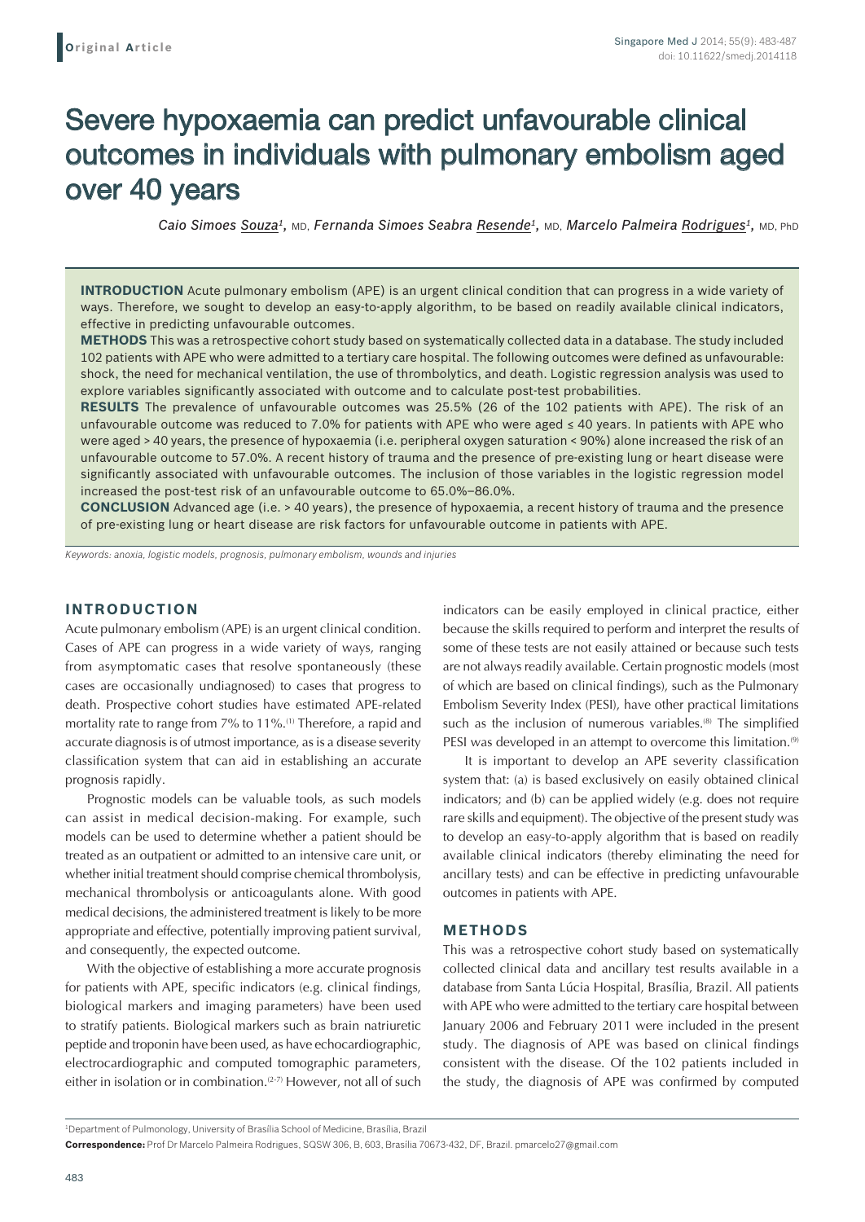**Original Article**

# Severe hypoxaemia can predict unfavourable clinical outcomes in individuals with pulmonary embolism aged over 40 years

*Caio Simoes Souza*[1], MD, *Fernanda Simoes Seabra Resende*[1], MD, *Marcelo Palmeira Rodrigues*[1], MD, PhD

**INTRODUCTION** Acute pulmonary embolism (APE) is an urgent clinical condition that can progress in a wide variety of ways. Therefore, we sought to develop an easy-to-apply algorithm, to be based on readily available clinical indicators, effective in predicting unfavourable outcomes.

**METHODS** This was a retrospective cohort study based on systematically collected data in a database. The study included 102 patients with APE who were admitted to a tertiary care hospital. The following outcomes were defined as unfavourable: shock, the need for mechanical ventilation, the use of thrombolytics, and death. Logistic regression analysis was used to explore variables significantly associated with outcome and to calculate post-test probabilities.

**RESULTS** The prevalence of unfavourable outcomes was 25.5% (26 of the 102 patients with APE). The risk of an unfavourable outcome was reduced to 7.0% for patients with APE who were aged ≤ 40 years. In patients with APE who were aged > 40 years, the presence of hypoxaemia (i.e. peripheral oxygen saturation < 90%) alone increased the risk of an unfavourable outcome to 57.0%. A recent history of trauma and the presence of pre-existing lung or heart disease were significantly associated with unfavourable outcomes. The inclusion of those variables in the logistic regression model increased the post-test risk of an unfavourable outcome to 65.0%–86.0%.

**CONCLUSION** Advanced age (i.e. > 40 years), the presence of hypoxaemia, a recent history of trauma and the presence of pre-existing lung or heart disease are risk factors for unfavourable outcome in patients with APE.

*Keywords: anoxia, logistic models, prognosis, pulmonary embolism, wounds and injuries*

## INTRODUCTION

Acute pulmonary embolism (APE) is an urgent clinical condition. Cases of APE can progress in a wide variety of ways, ranging from asymptomatic cases that resolve spontaneously (these cases are occasionally undiagnosed) to cases that progress to death. Prospective cohort studies have estimated APE-related mortality rate to range from 7% to 11%.[1] Therefore, a rapid and accurate diagnosis is of utmost importance, as is a disease severity classification system that can aid in establishing an accurate prognosis rapidly.

Prognostic models can be valuable tools, as such models can assist in medical decision-making. For example, such models can be used to determine whether a patient should be treated as an outpatient or admitted to an intensive care unit, or whether initial treatment should comprise chemical thrombolysis, mechanical thrombolysis or anticoagulants alone. With good medical decisions, the administered treatment is likely to be more appropriate and effective, potentially improving patient survival, and consequently, the expected outcome.

With the objective of establishing a more accurate prognosis for patients with APE, specific indicators (e.g. clinical findings, biological markers and imaging parameters) have been used to stratify patients. Biological markers such as brain natriuretic peptide and troponin have been used, as have echocardiographic, electrocardiographic and computed tomographic parameters, either in isolation or in combination.[2-7] However, not all of such indicators can be easily employed in clinical practice, either because the skills required to perform and interpret the results of some of these tests are not easily attained or because such tests are not always readily available. Certain prognostic models (most of which are based on clinical findings), such as the Pulmonary Embolism Severity Index (PESI), have other practical limitations such as the inclusion of numerous variables.[8] The simplified PESI was developed in an attempt to overcome this limitation.[9]

It is important to develop an APE severity classification system that: (a) is based exclusively on easily obtained clinical indicators; and (b) can be applied widely (e.g. does not require rare skills and equipment). The objective of the present study was to develop an easy-to-apply algorithm that is based on readily available clinical indicators (thereby eliminating the need for ancillary tests) and can be effective in predicting unfavourable outcomes in patients with APE.

## METHODS

This was a retrospective cohort study based on systematically collected clinical data and ancillary test results available in a database from Santa Lúcia Hospital, Brasília, Brazil. All patients with APE who were admitted to the tertiary care hospital between January 2006 and February 2011 were included in the present study. The diagnosis of APE was based on clinical findings consistent with the disease. Of the 102 patients included in the study, the diagnosis of APE was confirmed by computed

[1]Department of Pulmonology, University of Brasília School of Medicine, Brasília, Brazil

**Correspondence:** Prof Dr Marcelo Palmeira Rodrigues, SQSW 306, B, 603, Brasília 70673-432, DF, Brazil. pmarcelo27@gmail.com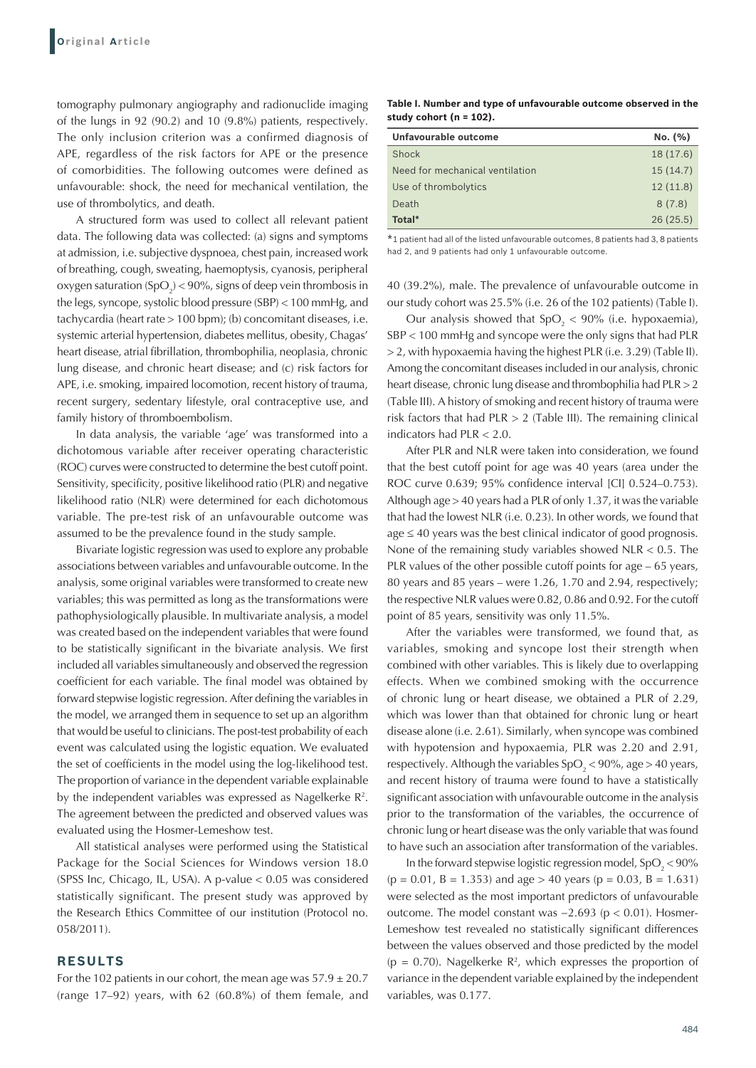tomography pulmonary angiography and radionuclide imaging of the lungs in 92 (90.2) and 10 (9.8%) patients, respectively. The only inclusion criterion was a confirmed diagnosis of APE, regardless of the risk factors for APE or the presence of comorbidities. The following outcomes were defined as unfavourable: shock, the need for mechanical ventilation, the use of thrombolytics, and death.

A structured form was used to collect all relevant patient data. The following data was collected: (a) signs and symptoms at admission, i.e. subjective dyspnoea, chest pain, increased work of breathing, cough, sweating, haemoptysis, cyanosis, peripheral oxygen saturation ($SpO_2$) < 90%, signs of deep vein thrombosis in the legs, syncope, systolic blood pressure (SBP) < 100 mmHg, and tachycardia (heart rate > 100 bpm); (b) concomitant diseases, i.e. systemic arterial hypertension, diabetes mellitus, obesity, Chagas' heart disease, atrial fibrillation, thrombophilia, neoplasia, chronic lung disease, and chronic heart disease; and (c) risk factors for APE, i.e. smoking, impaired locomotion, recent history of trauma, recent surgery, sedentary lifestyle, oral contraceptive use, and family history of thromboembolism.

In data analysis, the variable 'age' was transformed into a dichotomous variable after receiver operating characteristic (ROC) curves were constructed to determine the best cutoff point. Sensitivity, specificity, positive likelihood ratio (PLR) and negative likelihood ratio (NLR) were determined for each dichotomous variable. The pre-test risk of an unfavourable outcome was assumed to be the prevalence found in the study sample.

Bivariate logistic regression was used to explore any probable associations between variables and unfavourable outcome. In the analysis, some original variables were transformed to create new variables; this was permitted as long as the transformations were pathophysiologically plausible. In multivariate analysis, a model was created based on the independent variables that were found to be statistically significant in the bivariate analysis. We first included all variables simultaneously and observed the regression coefficient for each variable. The final model was obtained by forward stepwise logistic regression. After defining the variables in the model, we arranged them in sequence to set up an algorithm that would be useful to clinicians. The post-test probability of each event was calculated using the logistic equation. We evaluated the set of coefficients in the model using the log-likelihood test. The proportion of variance in the dependent variable explainable by the independent variables was expressed as Nagelkerke $R^2$. The agreement between the predicted and observed values was evaluated using the Hosmer-Lemeshow test.

All statistical analyses were performed using the Statistical Package for the Social Sciences for Windows version 18.0 (SPSS Inc, Chicago, IL, USA). A p-value < 0.05 was considered statistically significant. The present study was approved by the Research Ethics Committee of our institution (Protocol no. 058/2011).

## RESULTS

For the 102 patients in our cohort, the mean age was $57.9 \pm 20.7$ (range 17–92) years, with 62 (60.8%) of them female, and 40 (39.2%), male. The prevalence of unfavourable outcome in our study cohort was 25.5% (i.e. 26 of the 102 patients) (Table I).

**Table I. Number and type of unfavourable outcome observed in the study cohort (n = 102).**

| Unfavourable outcome | No. (%) |
|---|---|
| Shock | 18 (17.6) |
| Need for mechanical ventilation | 15 (14.7) |
| Use of thrombolytics | 12 (11.8) |
| Death | 8 (7.8) |
| **Total*** | 26 (25.5) |

*1 patient had all of the listed unfavourable outcomes, 8 patients had 3, 8 patients had 2, and 9 patients had only 1 unfavourable outcome.

Our analysis showed that $SpO_2$ < 90% (i.e. hypoxaemia), SBP < 100 mmHg and syncope were the only signs that had PLR > 2, with hypoxaemia having the highest PLR (i.e. 3.29) (Table II). Among the concomitant diseases included in our analysis, chronic heart disease, chronic lung disease and thrombophilia had PLR > 2 (Table III). A history of smoking and recent history of trauma were risk factors that had PLR > 2 (Table III). The remaining clinical indicators had PLR < 2.0.

After PLR and NLR were taken into consideration, we found that the best cutoff point for age was 40 years (area under the ROC curve 0.639; 95% confidence interval [CI] 0.524–0.753). Although age > 40 years had a PLR of only 1.37, it was the variable that had the lowest NLR (i.e. 0.23). In other words, we found that age ≤ 40 years was the best clinical indicator of good prognosis. None of the remaining study variables showed NLR < 0.5. The PLR values of the other possible cutoff points for age – 65 years, 80 years and 85 years – were 1.26, 1.70 and 2.94, respectively; the respective NLR values were 0.82, 0.86 and 0.92. For the cutoff point of 85 years, sensitivity was only 11.5%.

After the variables were transformed, we found that, as variables, smoking and syncope lost their strength when combined with other variables. This is likely due to overlapping effects. When we combined smoking with the occurrence of chronic lung or heart disease, we obtained a PLR of 2.29, which was lower than that obtained for chronic lung or heart disease alone (i.e. 2.61). Similarly, when syncope was combined with hypotension and hypoxaemia, PLR was 2.20 and 2.91, respectively. Although the variables $SpO_2$ < 90%, age > 40 years, and recent history of trauma were found to have a statistically significant association with unfavourable outcome in the analysis prior to the transformation of the variables, the occurrence of chronic lung or heart disease was the only variable that was found to have such an association after transformation of the variables.

In the forward stepwise logistic regression model, $SpO_2$ < 90% (p = 0.01, B = 1.353) and age > 40 years (p = 0.03, B = 1.631) were selected as the most important predictors of unfavourable outcome. The model constant was −2.693 (p < 0.01). Hosmer-Lemeshow test revealed no statistically significant differences between the values observed and those predicted by the model (p = 0.70). Nagelkerke $R^2$, which expresses the proportion of variance in the dependent variable explained by the independent variables, was 0.177.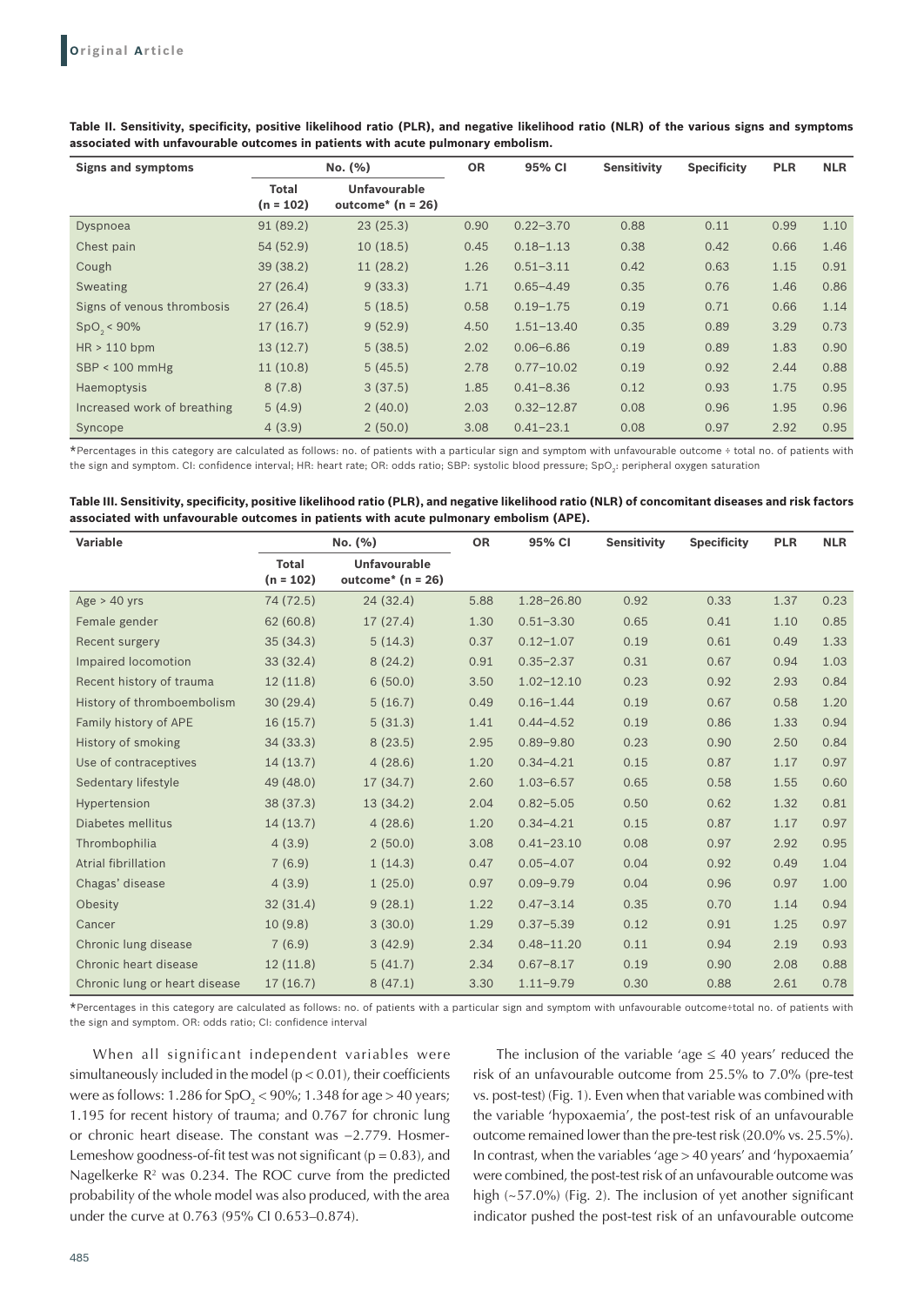**Table II. Sensitivity, specificity, positive likelihood ratio (PLR), and negative likelihood ratio (NLR) of the various signs and symptoms associated with unfavourable outcomes in patients with acute pulmonary embolism.**

| Signs and symptoms | No. (%) | | OR | 95% CI | Sensitivity | Specificity | PLR | NLR |
|---|---|---|---|---|---|---|---|---|
| | Total (n = 102) | Unfavourable outcome* (n = 26) | | | | | | |
| Dyspnoea | 91 (89.2) | 23 (25.3) | 0.90 | 0.22–3.70 | 0.88 | 0.11 | 0.99 | 1.10 |
| Chest pain | 54 (52.9) | 10 (18.5) | 0.45 | 0.18–1.13 | 0.38 | 0.42 | 0.66 | 1.46 |
| Cough | 39 (38.2) | 11 (28.2) | 1.26 | 0.51–3.11 | 0.42 | 0.63 | 1.15 | 0.91 |
| Sweating | 27 (26.4) | 9 (33.3) | 1.71 | 0.65–4.49 | 0.35 | 0.76 | 1.46 | 0.86 |
| Signs of venous thrombosis | 27 (26.4) | 5 (18.5) | 0.58 | 0.19–1.75 | 0.19 | 0.71 | 0.66 | 1.14 |
| $SpO_2$ < 90% | 17 (16.7) | 9 (52.9) | 4.50 | 1.51–13.40 | 0.35 | 0.89 | 3.29 | 0.73 |
| HR > 110 bpm | 13 (12.7) | 5 (38.5) | 2.02 | 0.06–6.86 | 0.19 | 0.89 | 1.83 | 0.90 |
| SBP < 100 mmHg | 11 (10.8) | 5 (45.5) | 2.78 | 0.77–10.02 | 0.19 | 0.92 | 2.44 | 0.88 |
| Haemoptysis | 8 (7.8) | 3 (37.5) | 1.85 | 0.41–8.36 | 0.12 | 0.93 | 1.75 | 0.95 |
| Increased work of breathing | 5 (4.9) | 2 (40.0) | 2.03 | 0.32–12.87 | 0.08 | 0.96 | 1.95 | 0.96 |
| Syncope | 4 (3.9) | 2 (50.0) | 3.08 | 0.41–23.1 | 0.08 | 0.97 | 2.92 | 0.95 |

*Percentages in this category are calculated as follows: no. of patients with a particular sign and symptom with unfavourable outcome ÷ total no. of patients with the sign and symptom. CI: confidence interval; HR: heart rate; OR: odds ratio; SBP: systolic blood pressure; $SpO_2$: peripheral oxygen saturation

**Table III. Sensitivity, specificity, positive likelihood ratio (PLR), and negative likelihood ratio (NLR) of concomitant diseases and risk factors associated with unfavourable outcomes in patients with acute pulmonary embolism (APE).**

| Variable | No. (%) | | OR | 95% CI | Sensitivity | Specificity | PLR | NLR |
|---|---|---|---|---|---|---|---|---|
| | Total (n = 102) | Unfavourable outcome* (n = 26) | | | | | | |
| Age > 40 yrs | 74 (72.5) | 24 (32.4) | 5.88 | 1.28–26.80 | 0.92 | 0.33 | 1.37 | 0.23 |
| Female gender | 62 (60.8) | 17 (27.4) | 1.30 | 0.51–3.30 | 0.65 | 0.41 | 1.10 | 0.85 |
| Recent surgery | 35 (34.3) | 5 (14.3) | 0.37 | 0.12–1.07 | 0.19 | 0.61 | 0.49 | 1.33 |
| Impaired locomotion | 33 (32.4) | 8 (24.2) | 0.91 | 0.35–2.37 | 0.31 | 0.67 | 0.94 | 1.03 |
| Recent history of trauma | 12 (11.8) | 6 (50.0) | 3.50 | 1.02–12.10 | 0.23 | 0.92 | 2.93 | 0.84 |
| History of thromboembolism | 30 (29.4) | 5 (16.7) | 0.49 | 0.16–1.44 | 0.19 | 0.67 | 0.58 | 1.20 |
| Family history of APE | 16 (15.7) | 5 (31.3) | 1.41 | 0.44–4.52 | 0.19 | 0.86 | 1.33 | 0.94 |
| History of smoking | 34 (33.3) | 8 (23.5) | 2.95 | 0.89–9.80 | 0.23 | 0.90 | 2.50 | 0.84 |
| Use of contraceptives | 14 (13.7) | 4 (28.6) | 1.20 | 0.34–4.21 | 0.15 | 0.87 | 1.17 | 0.97 |
| Sedentary lifestyle | 49 (48.0) | 17 (34.7) | 2.60 | 1.03–6.57 | 0.65 | 0.58 | 1.55 | 0.60 |
| Hypertension | 38 (37.3) | 13 (34.2) | 2.04 | 0.82–5.05 | 0.50 | 0.62 | 1.32 | 0.81 |
| Diabetes mellitus | 14 (13.7) | 4 (28.6) | 1.20 | 0.34–4.21 | 0.15 | 0.87 | 1.17 | 0.97 |
| Thrombophilia | 4 (3.9) | 2 (50.0) | 3.08 | 0.41–23.10 | 0.08 | 0.97 | 2.92 | 0.95 |
| Atrial fibrillation | 7 (6.9) | 1 (14.3) | 0.47 | 0.05–4.07 | 0.04 | 0.92 | 0.49 | 1.04 |
| Chagas' disease | 4 (3.9) | 1 (25.0) | 0.97 | 0.09–9.79 | 0.04 | 0.96 | 0.97 | 1.00 |
| Obesity | 32 (31.4) | 9 (28.1) | 1.22 | 0.47–3.14 | 0.35 | 0.70 | 1.14 | 0.94 |
| Cancer | 10 (9.8) | 3 (30.0) | 1.29 | 0.37–5.39 | 0.12 | 0.91 | 1.25 | 0.97 |
| Chronic lung disease | 7 (6.9) | 3 (42.9) | 2.34 | 0.48–11.20 | 0.11 | 0.94 | 2.19 | 0.93 |
| Chronic heart disease | 12 (11.8) | 5 (41.7) | 2.34 | 0.67–8.17 | 0.19 | 0.90 | 2.08 | 0.88 |
| Chronic lung or heart disease | 17 (16.7) | 8 (47.1) | 3.30 | 1.11–9.79 | 0.30 | 0.88 | 2.61 | 0.78 |

*Percentages in this category are calculated as follows: no. of patients with a particular sign and symptom with unfavourable outcome÷total no. of patients with the sign and symptom. OR: odds ratio; CI: confidence interval

When all significant independent variables were simultaneously included in the model ($p < 0.01$), their coefficients were as follows: 1.286 for $SpO_2$ < 90%; 1.348 for age > 40 years; 1.195 for recent history of trauma; and 0.767 for chronic lung or chronic heart disease. The constant was −2.779. Hosmer-Lemeshow goodness-of-fit test was not significant ($p = 0.83$), and Nagelkerke $R^2$ was 0.234. The ROC curve from the predicted probability of the whole model was also produced, with the area under the curve at 0.763 (95% CI 0.653–0.874).

The inclusion of the variable 'age ≤ 40 years' reduced the risk of an unfavourable outcome from 25.5% to 7.0% (pre-test vs. post-test) (Fig. 1). Even when that variable was combined with the variable 'hypoxaemia', the post-test risk of an unfavourable outcome remained lower than the pre-test risk (20.0% vs. 25.5%). In contrast, when the variables 'age > 40 years' and 'hypoxaemia' were combined, the post-test risk of an unfavourable outcome was high (~57.0%) (Fig. 2). The inclusion of yet another significant indicator pushed the post-test risk of an unfavourable outcome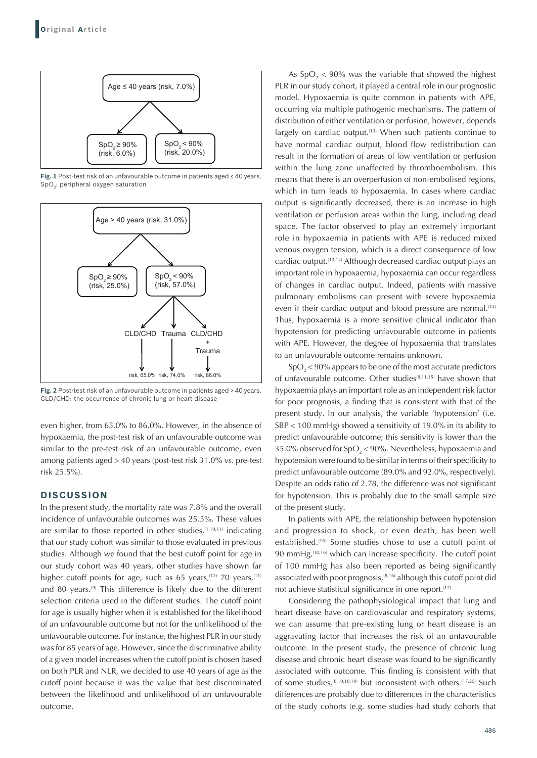Fig. 1 Post-test risk of an unfavourable outcome in patients aged ≤ 40 years. $SpO_2$: peripheral oxygen saturation

Fig. 2 Post-test risk of an unfavourable outcome in patients aged > 40 years. CLD/CHD: the occurrence of chronic lung or heart disease

even higher, from 65.0% to 86.0%. However, in the absence of hypoxaemia, the post-test risk of an unfavourable outcome was similar to the pre-test risk of an unfavourable outcome, even among patients aged > 40 years (post-test risk 31.0% vs. pre-test risk 25.5%).

## DISCUSSION

In the present study, the mortality rate was 7.8% and the overall incidence of unfavourable outcomes was 25.5%. These values are similar to those reported in other studies,[1,10,11] indicating that our study cohort was similar to those evaluated in previous studies. Although we found that the best cutoff point for age in our study cohort was 40 years, other studies have shown far higher cutoff points for age, such as 65 years,[12] 70 years,[11] and 80 years.[9] This difference is likely due to the different selection criteria used in the different studies. The cutoff point for age is usually higher when it is established for the likelihood of an unfavourable outcome but not for the unlikelihood of the unfavourable outcome. For instance, the highest PLR in our study was for 85 years of age. However, since the discriminative ability of a given model increases when the cutoff point is chosen based on both PLR and NLR, we decided to use 40 years of age as the cutoff point because it was the value that best discriminated between the likelihood and unlikelihood of an unfavourable outcome.

As $SpO_2$ < 90% was the variable that showed the highest PLR in our study cohort, it played a central role in our prognostic model. Hypoxaemia is quite common in patients with APE, occurring via multiple pathogenic mechanisms. The pattern of distribution of either ventilation or perfusion, however, depends largely on cardiac output.[13] When such patients continue to have normal cardiac output, blood flow redistribution can result in the formation of areas of low ventilation or perfusion within the lung zone unaffected by thromboembolism. This means that there is an overperfusion of non-embolised regions, which in turn leads to hypoxaemia. In cases where cardiac output is significantly decreased, there is an increase in high ventilation or perfusion areas within the lung, including dead space. The factor observed to play an extremely important role in hypoxaemia in patients with APE is reduced mixed venous oxygen tension, which is a direct consequence of low cardiac output.[13,14] Although decreased cardiac output plays an important role in hypoxaemia, hypoxaemia can occur regardless of changes in cardiac output. Indeed, patients with massive pulmonary embolisms can present with severe hypoxaemia even if their cardiac output and blood pressure are normal.[14] Thus, hypoxaemia is a more sensitive clinical indicator than hypotension for predicting unfavourable outcome in patients with APE. However, the degree of hypoxaemia that translates to an unfavourable outcome remains unknown.

$SpO_2$ < 90% appears to be one of the most accurate predictors of unfavourable outcome. Other studies[8,11,15] have shown that hypoxaemia plays an important role as an independent risk factor for poor prognosis, a finding that is consistent with that of the present study. In our analysis, the variable 'hypotension' (i.e. SBP < 100 mmHg) showed a sensitivity of 19.0% in its ability to predict unfavourable outcome; this sensitivity is lower than the 35.0% observed for $SpO_2$ < 90%. Nevertheless, hypoxaemia and hypotension were found to be similar in terms of their specificity to predict unfavourable outcome (89.0% and 92.0%, respectively). Despite an odds ratio of 2.78, the difference was not significant for hypotension. This is probably due to the small sample size of the present study.

In patients with APE, the relationship between hypotension and progression to shock, or even death, has been well established.[16] Some studies chose to use a cutoff point of 90 mmHg,[10,16] which can increase specificity. The cutoff point of 100 mmHg has also been reported as being significantly associated with poor prognosis,[8,16] although this cutoff point did not achieve statistical significance in one report.[17]

Considering the pathophysiological impact that lung and heart disease have on cardiovascular and respiratory systems, we can assume that pre-existing lung or heart disease is an aggravating factor that increases the risk of an unfavourable outcome. In the present study, the presence of chronic lung disease and chronic heart disease was found to be significantly associated with outcome. This finding is consistent with that of some studies,[8,10,18,19] but inconsistent with others.[17,20] Such differences are probably due to differences in the characteristics of the study cohorts (e.g. some studies had study cohorts that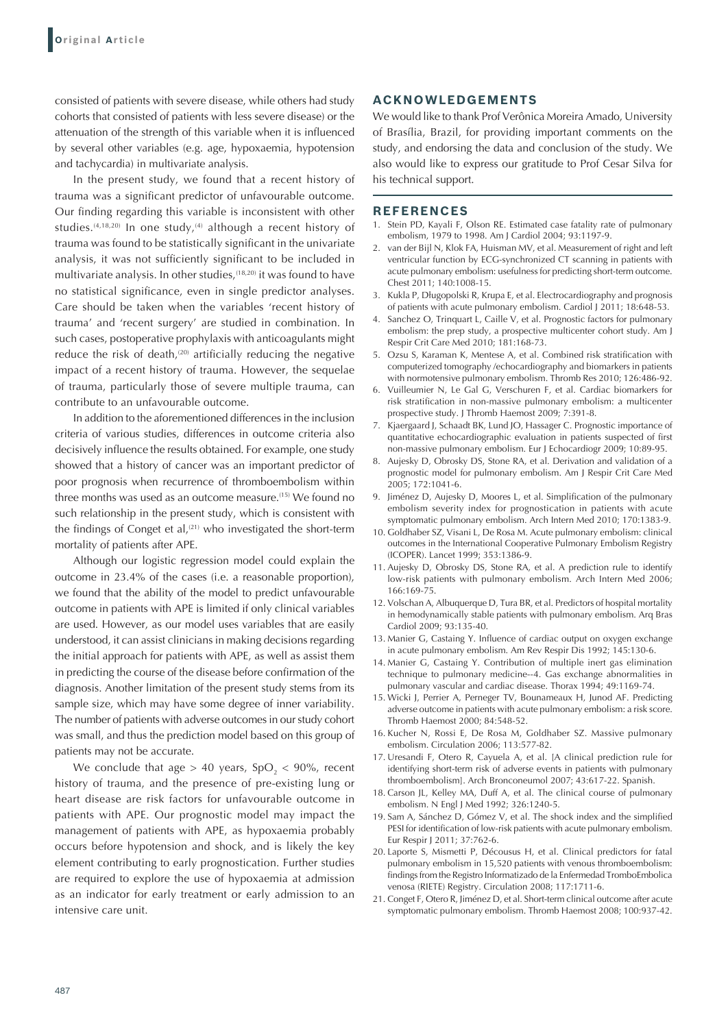consisted of patients with severe disease, while others had study cohorts that consisted of patients with less severe disease) or the attenuation of the strength of this variable when it is influenced by several other variables (e.g. age, hypoxaemia, hypotension and tachycardia) in multivariate analysis.

In the present study, we found that a recent history of trauma was a significant predictor of unfavourable outcome. Our finding regarding this variable is inconsistent with other studies.[4,18,20] In one study,[4] although a recent history of trauma was found to be statistically significant in the univariate analysis, it was not sufficiently significant to be included in multivariate analysis. In other studies,[18,20] it was found to have no statistical significance, even in single predictor analyses. Care should be taken when the variables 'recent history of trauma' and 'recent surgery' are studied in combination. In such cases, postoperative prophylaxis with anticoagulants might reduce the risk of death,[20] artificially reducing the negative impact of a recent history of trauma. However, the sequelae of trauma, particularly those of severe multiple trauma, can contribute to an unfavourable outcome.

In addition to the aforementioned differences in the inclusion criteria of various studies, differences in outcome criteria also decisively influence the results obtained. For example, one study showed that a history of cancer was an important predictor of poor prognosis when recurrence of thromboembolism within three months was used as an outcome measure.[15] We found no such relationship in the present study, which is consistent with the findings of Conget et al,[21] who investigated the short-term mortality of patients after APE.

Although our logistic regression model could explain the outcome in 23.4% of the cases (i.e. a reasonable proportion), we found that the ability of the model to predict unfavourable outcome in patients with APE is limited if only clinical variables are used. However, as our model uses variables that are easily understood, it can assist clinicians in making decisions regarding the initial approach for patients with APE, as well as assist them in predicting the course of the disease before confirmation of the diagnosis. Another limitation of the present study stems from its sample size, which may have some degree of inner variability. The number of patients with adverse outcomes in our study cohort was small, and thus the prediction model based on this group of patients may not be accurate.

We conclude that age > 40 years, $SpO_2$ < 90%, recent history of trauma, and the presence of pre-existing lung or heart disease are risk factors for unfavourable outcome in patients with APE. Our prognostic model may impact the management of patients with APE, as hypoxaemia probably occurs before hypotension and shock, and is likely the key element contributing to early prognostication. Further studies are required to explore the use of hypoxaemia at admission as an indicator for early treatment or early admission to an intensive care unit.

## ACKNOWLEDGEMENTS

We would like to thank Prof Verônica Moreira Amado, University of Brasília, Brazil, for providing important comments on the study, and endorsing the data and conclusion of the study. We also would like to express our gratitude to Prof Cesar Silva for his technical support.

## REFERENCES

1. Stein PD, Kayali F, Olson RE. Estimated case fatality rate of pulmonary embolism, 1979 to 1998. Am J Cardiol 2004; 93:1197-9.
2. van der Bijl N, Klok FA, Huisman MV, et al. Measurement of right and left ventricular function by ECG-synchronized CT scanning in patients with acute pulmonary embolism: usefulness for predicting short-term outcome. Chest 2011; 140:1008-15.
3. Kukla P, Długopolski R, Krupa E, et al. Electrocardiography and prognosis of patients with acute pulmonary embolism. Cardiol J 2011; 18:648-53.
4. Sanchez O, Trinquart L, Caille V, et al. Prognostic factors for pulmonary embolism: the prep study, a prospective multicenter cohort study. Am J Respir Crit Care Med 2010; 181:168-73.
5. Ozsu S, Karaman K, Mentese A, et al. Combined risk stratification with computerized tomography /echocardiography and biomarkers in patients with normotensive pulmonary embolism. Thromb Res 2010; 126:486-92.
6. Vuilleumier N, Le Gal G, Verschuren F, et al. Cardiac biomarkers for risk stratification in non-massive pulmonary embolism: a multicenter prospective study. J Thromb Haemost 2009; 7:391-8.
7. Kjaergaard J, Schaadt BK, Lund JO, Hassager C. Prognostic importance of quantitative echocardiographic evaluation in patients suspected of first non-massive pulmonary embolism. Eur J Echocardiogr 2009; 10:89-95.
8. Aujesky D, Obrosky DS, Stone RA, et al. Derivation and validation of a prognostic model for pulmonary embolism. Am J Respir Crit Care Med 2005; 172:1041-6.
9. Jiménez D, Aujesky D, Moores L, et al. Simplification of the pulmonary embolism severity index for prognostication in patients with acute symptomatic pulmonary embolism. Arch Intern Med 2010; 170:1383-9.
10. Goldhaber SZ, Visani L, De Rosa M. Acute pulmonary embolism: clinical outcomes in the International Cooperative Pulmonary Embolism Registry (ICOPER). Lancet 1999; 353:1386-9.
11. Aujesky D, Obrosky DS, Stone RA, et al. A prediction rule to identify low-risk patients with pulmonary embolism. Arch Intern Med 2006; 166:169-75.
12. Volschan A, Albuquerque D, Tura BR, et al. Predictors of hospital mortality in hemodynamically stable patients with pulmonary embolism. Arq Bras Cardiol 2009; 93:135-40.
13. Manier G, Castaing Y. Influence of cardiac output on oxygen exchange in acute pulmonary embolism. Am Rev Respir Dis 1992; 145:130-6.
14. Manier G, Castaing Y. Contribution of multiple inert gas elimination technique to pulmonary medicine--4. Gas exchange abnormalities in pulmonary vascular and cardiac disease. Thorax 1994; 49:1169-74.
15. Wicki J, Perrier A, Perneger TV, Bounameaux H, Junod AF. Predicting adverse outcome in patients with acute pulmonary embolism: a risk score. Thromb Haemost 2000; 84:548-52.
16. Kucher N, Rossi E, De Rosa M, Goldhaber SZ. Massive pulmonary embolism. Circulation 2006; 113:577-82.
17. Uresandi F, Otero R, Cayuela A, et al. [A clinical prediction rule for identifying short-term risk of adverse events in patients with pulmonary thromboembolism]. Arch Bronconeumol 2007; 43:617-22. Spanish.
18. Carson JL, Kelley MA, Duff A, et al. The clinical course of pulmonary embolism. N Engl J Med 1992; 326:1240-5.
19. Sam A, Sánchez D, Gómez V, et al. The shock index and the simplified PESI for identification of low-risk patients with acute pulmonary embolism. Eur Respir J 2011; 37:762-6.
20. Laporte S, Mismetti P, Décousus H, et al. Clinical predictors for fatal pulmonary embolism in 15,520 patients with venous thromboembolism: findings from the Registro Informatizado de la Enfermedad TromboEmbolica venosa (RIETE) Registry. Circulation 2008; 117:1711-6.
21. Conget F, Otero R, Jiménez D, et al. Short-term clinical outcome after acute symptomatic pulmonary embolism. Thromb Haemost 2008; 100:937-42.